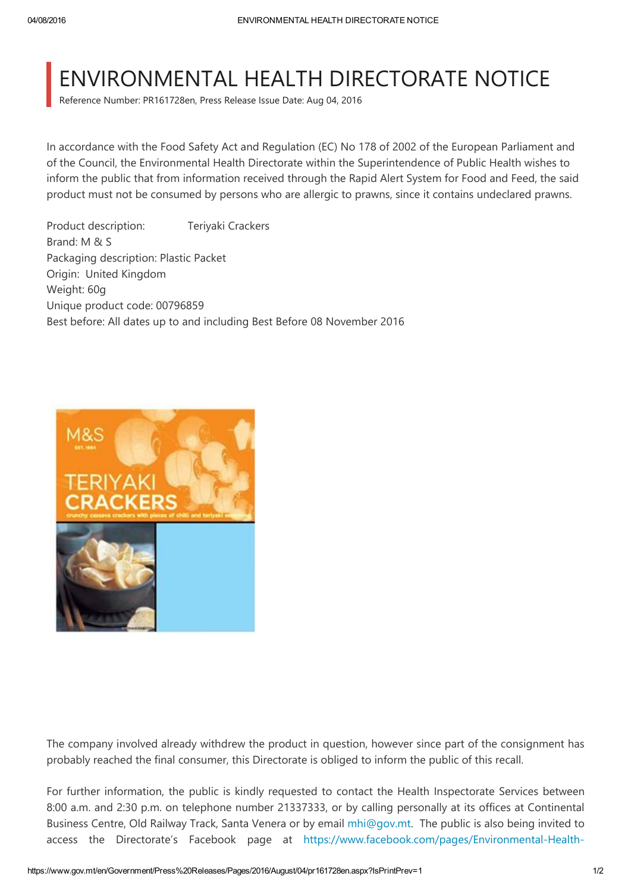# ENVIRONMENTAL HEALTH DIRECTORATE NOTICE

Reference Number: PR161728en, Press Release Issue Date: Aug 04, 2016

In accordance with the Food Safety Act and Regulation (EC) No 178 of 2002 of the European Parliament and of the Council, the Environmental Health Directorate within the Superintendence of Public Health wishes to inform the public that from information received through the Rapid Alert System for Food and Feed, the said product must not be consumed by persons who are allergic to prawns, since it contains undeclared prawns.

Product description: Teriyaki Crackers
Brand: M & S
Packaging description: Plastic Packet
Origin: United Kingdom
Weight: 60g
Unique product code: 00796859
Best before: All dates up to and including Best Before 08 November 2016

The company involved already withdrew the product in question, however since part of the consignment has probably reached the final consumer, this Directorate is obliged to inform the public of this recall.

For further information, the public is kindly requested to contact the Health Inspectorate Services between 8:00 a.m. and 2:30 p.m. on telephone number 21337333, or by calling personally at its offices at Continental Business Centre, Old Railway Track, Santa Venera or by email mhi@gov.mt. The public is also being invited to access the Directorate's Facebook page at https://www.facebook.com/pages/Environmental-Health-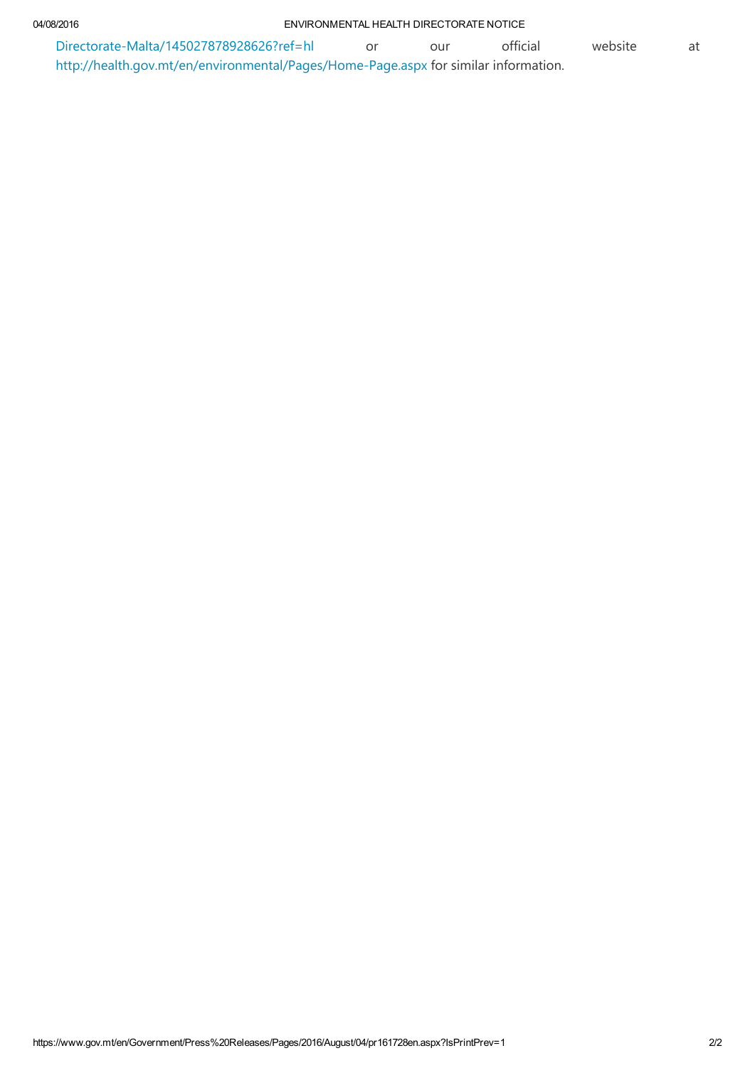Directorate-Malta/145027878928626?ref=hl or our official website at http://health.gov.mt/en/environmental/Pages/Home-Page.aspx for similar information.